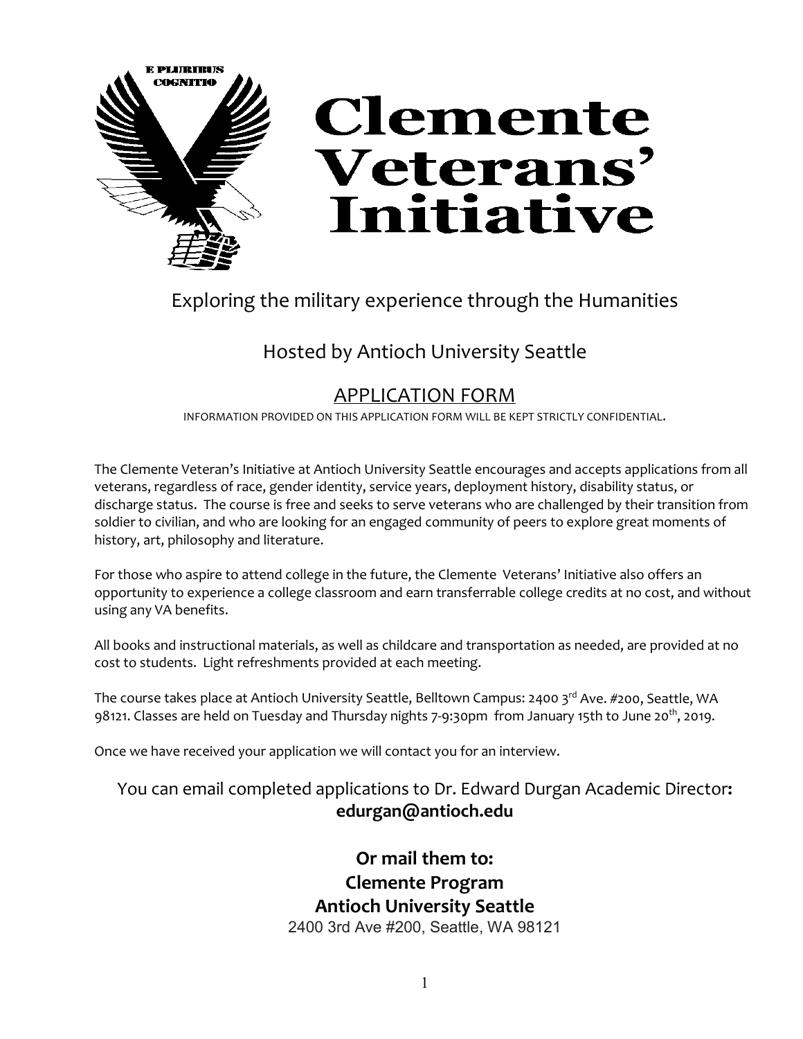E PLURIBUS COGNITIO

# Clemente Veterans' Initiative

## Exploring the military experience through the Humanities

## Hosted by Antioch University Seattle

## APPLICATION FORM

INFORMATION PROVIDED ON THIS APPLICATION FORM WILL BE KEPT STRICTLY CONFIDENTIAL.

The Clemente Veteran's Initiative at Antioch University Seattle encourages and accepts applications from all veterans, regardless of race, gender identity, service years, deployment history, disability status, or discharge status. The course is free and seeks to serve veterans who are challenged by their transition from soldier to civilian, and who are looking for an engaged community of peers to explore great moments of history, art, philosophy and literature.

For those who aspire to attend college in the future, the Clemente Veterans' Initiative also offers an opportunity to experience a college classroom and earn transferrable college credits at no cost, and without using any VA benefits.

All books and instructional materials, as well as childcare and transportation as needed, are provided at no cost to students. Light refreshments provided at each meeting.

The course takes place at Antioch University Seattle, Belltown Campus: 2400 3rd Ave. #200, Seattle, WA 98121. Classes are held on Tuesday and Thursday nights 7-9:30pm from January 15th to June 20th, 2019.

Once we have received your application we will contact you for an interview.

You can email completed applications to Dr. Edward Durgan Academic Director**:**
**edurgan@antioch.edu**

**Or mail them to:**
**Clemente Program**
**Antioch University Seattle**
2400 3rd Ave #200, Seattle, WA 98121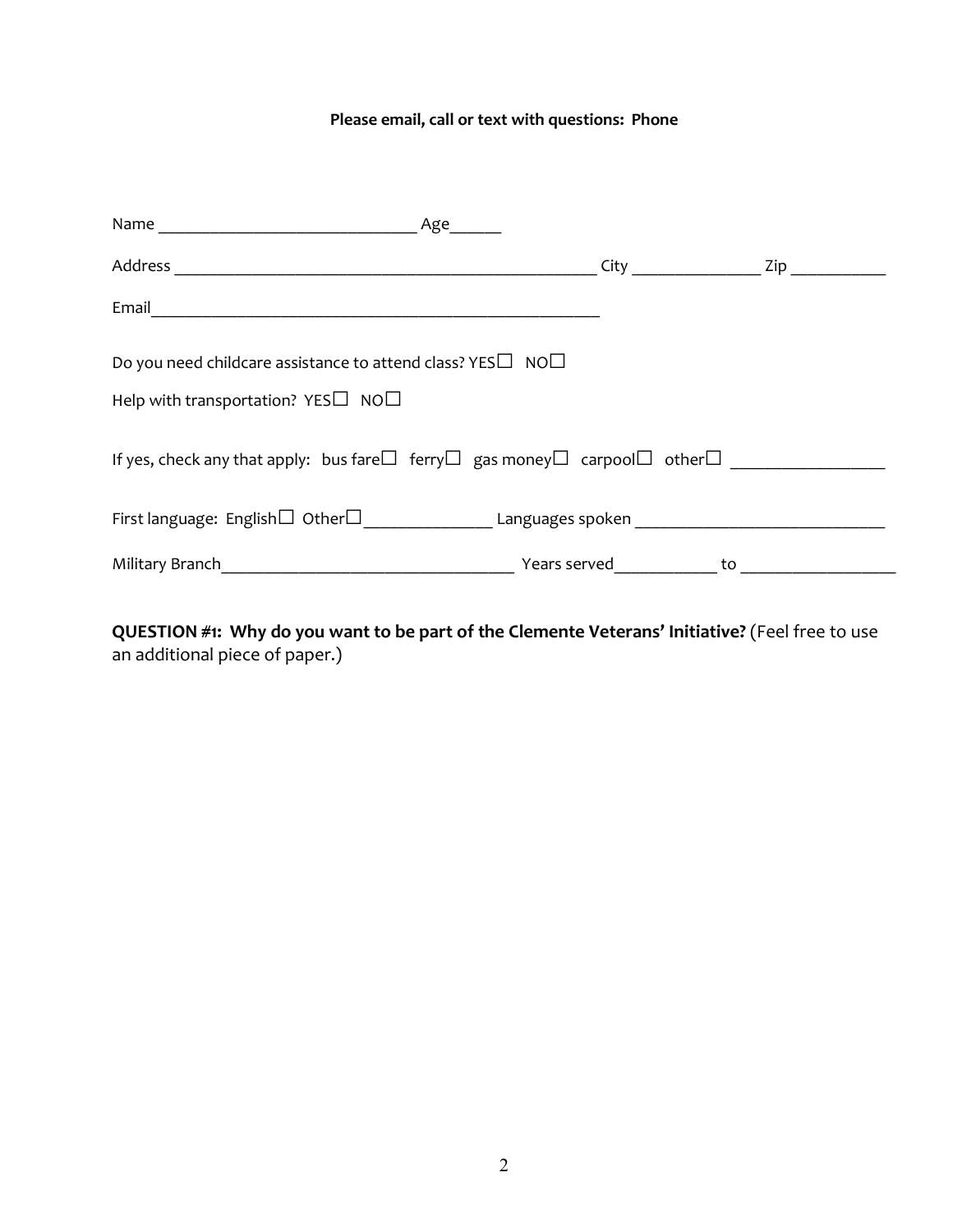**Please email, call or text with questions: Phone**

Name ______________________________ Age______

Address __________________________________________________ City _______________ Zip ___________

Email_____________________________________________________

Do you need childcare assistance to attend class? YES☐ NO☐

Help with transportation? YES☐ NO☐

If yes, check any that apply: bus fare☐ ferry☐ gas money☐ carpool☐ other☐ _________________

First language: English☐ Other☐_______________ Languages spoken _____________________________

Military Branch__________________________________ Years served____________ to __________________

**QUESTION #1: Why do you want to be part of the Clemente Veterans' Initiative?** (Feel free to use an additional piece of paper.)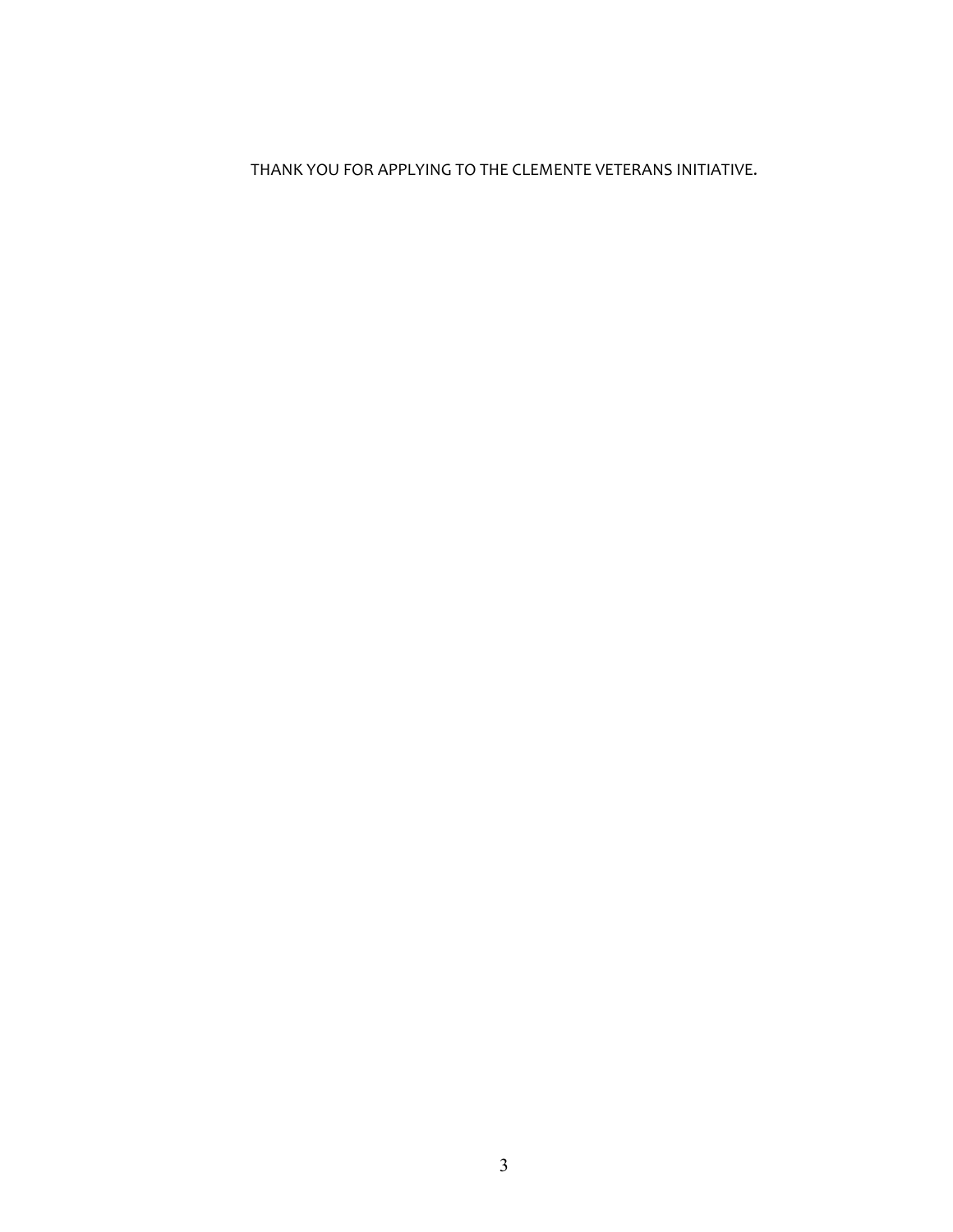THANK YOU FOR APPLYING TO THE CLEMENTE VETERANS INITIATIVE.